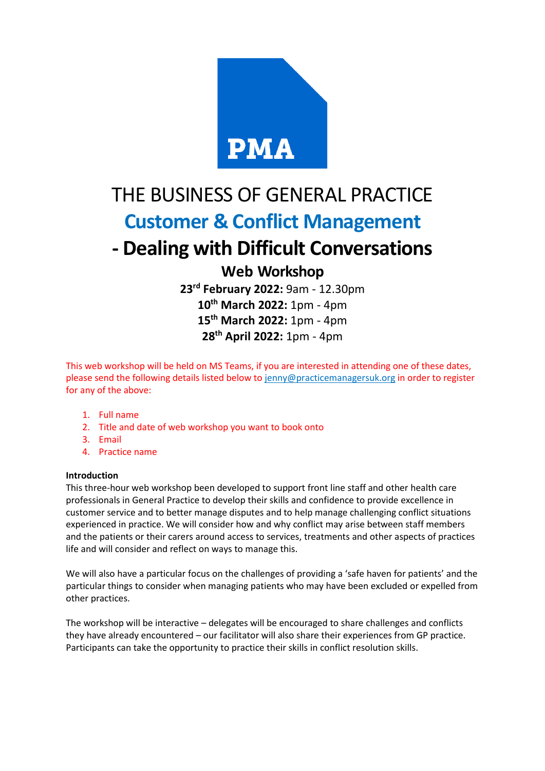PMA

# THE BUSINESS OF GENERAL PRACTICE

## Customer & Conflict Management

## - Dealing with Difficult Conversations

### Web Workshop

**23rd February 2022:** 9am - 12.30pm
**10th March 2022:** 1pm - 4pm
**15th March 2022:** 1pm - 4pm
**28th April 2022:** 1pm - 4pm

This web workshop will be held on MS Teams, if you are interested in attending one of these dates, please send the following details listed below to jenny@practicemanagersuk.org in order to register for any of the above:

1. Full name
2. Title and date of web workshop you want to book onto
3. Email
4. Practice name

**Introduction**

This three-hour web workshop been developed to support front line staff and other health care professionals in General Practice to develop their skills and confidence to provide excellence in customer service and to better manage disputes and to help manage challenging conflict situations experienced in practice. We will consider how and why conflict may arise between staff members and the patients or their carers around access to services, treatments and other aspects of practices life and will consider and reflect on ways to manage this.

We will also have a particular focus on the challenges of providing a 'safe haven for patients' and the particular things to consider when managing patients who may have been excluded or expelled from other practices.

The workshop will be interactive – delegates will be encouraged to share challenges and conflicts they have already encountered – our facilitator will also share their experiences from GP practice. Participants can take the opportunity to practice their skills in conflict resolution skills.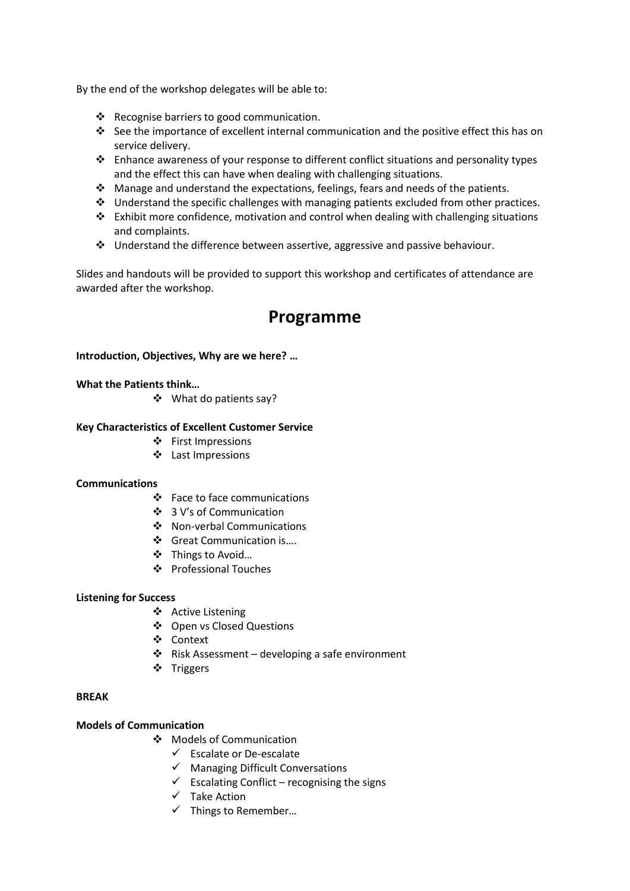By the end of the workshop delegates will be able to:

- Recognise barriers to good communication.
- See the importance of excellent internal communication and the positive effect this has on service delivery.
- Enhance awareness of your response to different conflict situations and personality types and the effect this can have when dealing with challenging situations.
- Manage and understand the expectations, feelings, fears and needs of the patients.
- Understand the specific challenges with managing patients excluded from other practices.
- Exhibit more confidence, motivation and control when dealing with challenging situations and complaints.
- Understand the difference between assertive, aggressive and passive behaviour.

Slides and handouts will be provided to support this workshop and certificates of attendance are awarded after the workshop.

# Programme

**Introduction, Objectives, Why are we here? …**

**What the Patients think…**

- What do patients say?

**Key Characteristics of Excellent Customer Service**

- First Impressions
- Last Impressions

**Communications**

- Face to face communications
- 3 V's of Communication
- Non-verbal Communications
- Great Communication is….
- Things to Avoid…
- Professional Touches

**Listening for Success**

- Active Listening
- Open vs Closed Questions
- Context
- Risk Assessment – developing a safe environment
- Triggers

**BREAK**

**Models of Communication**

- Models of Communication
  - ✓ Escalate or De-escalate
  - ✓ Managing Difficult Conversations
  - ✓ Escalating Conflict – recognising the signs
  - ✓ Take Action
  - ✓ Things to Remember…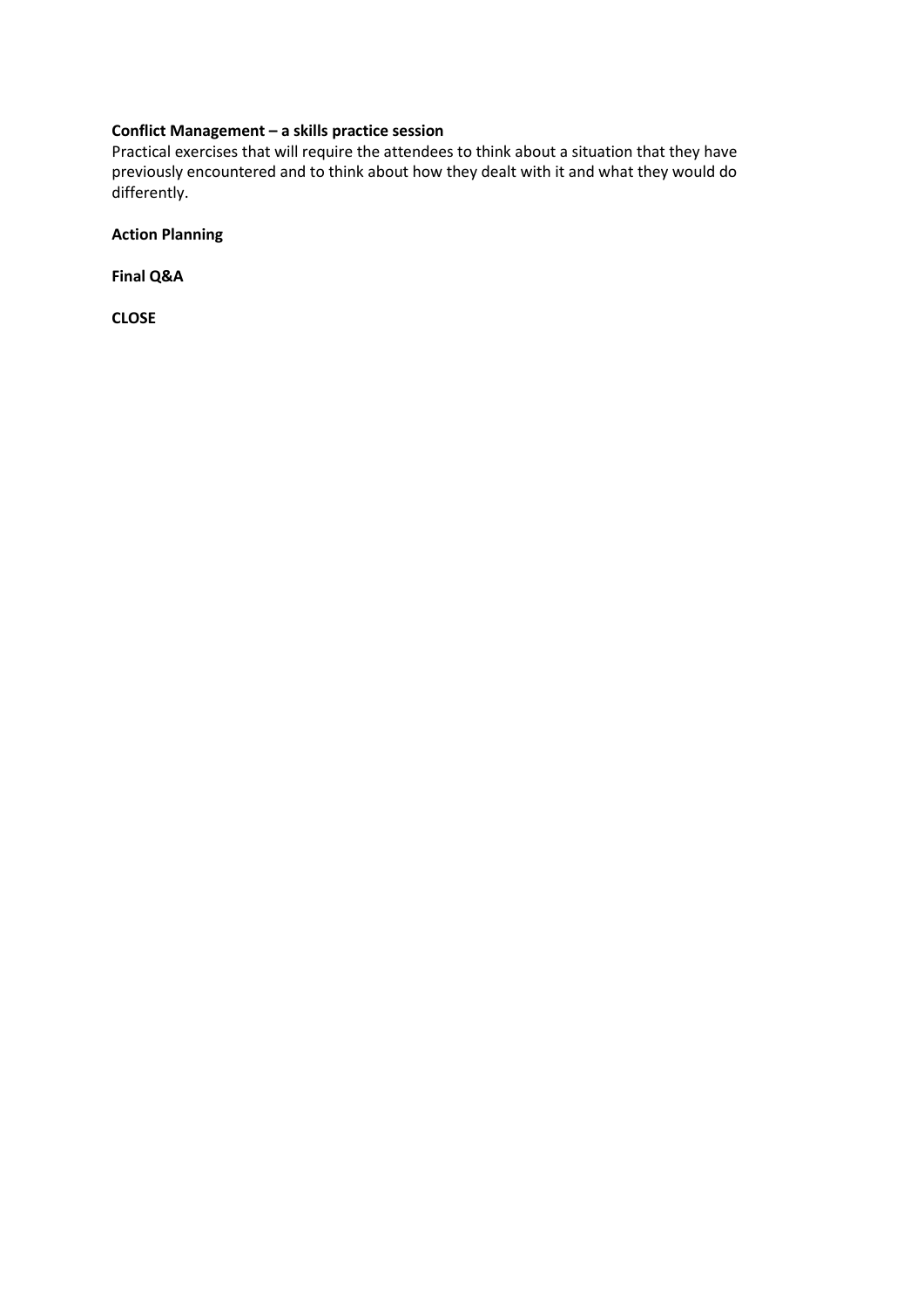**Conflict Management – a skills practice session**

Practical exercises that will require the attendees to think about a situation that they have previously encountered and to think about how they dealt with it and what they would do differently.

**Action Planning**

**Final Q&A**

**CLOSE**